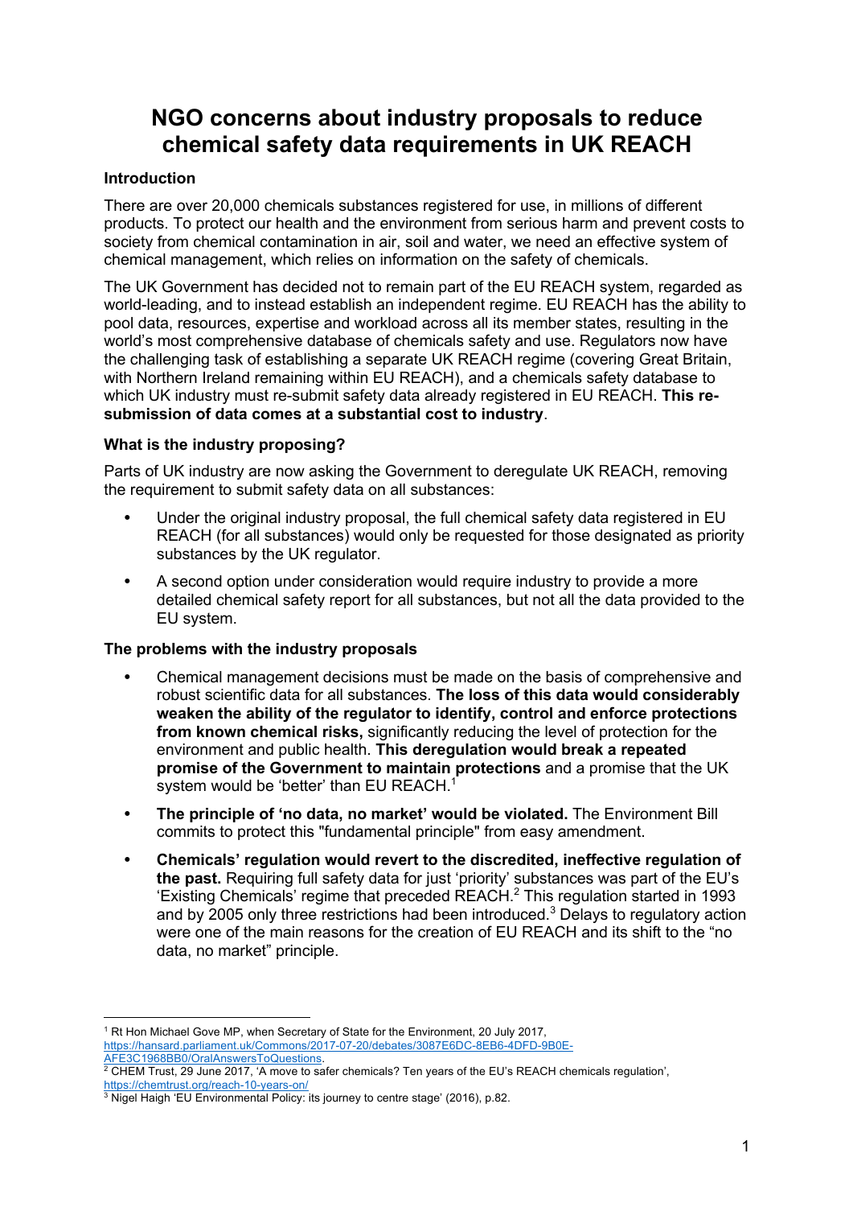# NGO concerns about industry proposals to reduce chemical safety data requirements in UK REACH

### Introduction

There are over 20,000 chemicals substances registered for use, in millions of different products. To protect our health and the environment from serious harm and prevent costs to society from chemical contamination in air, soil and water, we need an effective system of chemical management, which relies on information on the safety of chemicals.

The UK Government has decided not to remain part of the EU REACH system, regarded as world-leading, and to instead establish an independent regime. EU REACH has the ability to pool data, resources, expertise and workload across all its member states, resulting in the world's most comprehensive database of chemicals safety and use. Regulators now have the challenging task of establishing a separate UK REACH regime (covering Great Britain, with Northern Ireland remaining within EU REACH), and a chemicals safety database to which UK industry must re-submit safety data already registered in EU REACH. **This re-submission of data comes at a substantial cost to industry**.

### What is the industry proposing?

Parts of UK industry are now asking the Government to deregulate UK REACH, removing the requirement to submit safety data on all substances:

- Under the original industry proposal, the full chemical safety data registered in EU REACH (for all substances) would only be requested for those designated as priority substances by the UK regulator.
- A second option under consideration would require industry to provide a more detailed chemical safety report for all substances, but not all the data provided to the EU system.

### The problems with the industry proposals

- Chemical management decisions must be made on the basis of comprehensive and robust scientific data for all substances. **The loss of this data would considerably weaken the ability of the regulator to identify, control and enforce protections from known chemical risks,** significantly reducing the level of protection for the environment and public health. **This deregulation would break a repeated promise of the Government to maintain protections** and a promise that the UK system would be 'better' than EU REACH.[1]
- **The principle of 'no data, no market' would be violated.** The Environment Bill commits to protect this "fundamental principle" from easy amendment.
- **Chemicals' regulation would revert to the discredited, ineffective regulation of the past.** Requiring full safety data for just 'priority' substances was part of the EU's 'Existing Chemicals' regime that preceded REACH.[2] This regulation started in 1993 and by 2005 only three restrictions had been introduced.[3] Delays to regulatory action were one of the main reasons for the creation of EU REACH and its shift to the "no data, no market" principle.

---

[1] Rt Hon Michael Gove MP, when Secretary of State for the Environment, 20 July 2017, https://hansard.parliament.uk/Commons/2017-07-20/debates/3087E6DC-8EB6-4DFD-9B0E-AFE3C1968BB0/OralAnswersToQuestions.

[2] CHEM Trust, 29 June 2017, 'A move to safer chemicals? Ten years of the EU's REACH chemicals regulation', https://chemtrust.org/reach-10-years-on/

[3] Nigel Haigh 'EU Environmental Policy: its journey to centre stage' (2016), p.82.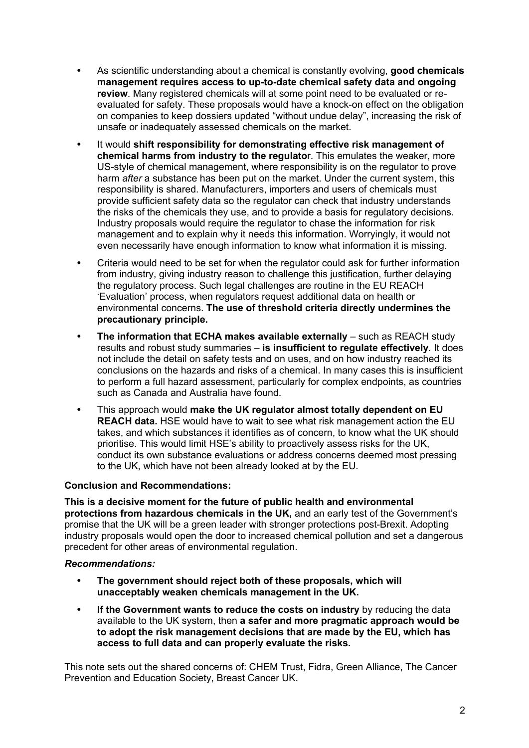- As scientific understanding about a chemical is constantly evolving, **good chemicals management requires access to up-to-date chemical safety data and ongoing review**. Many registered chemicals will at some point need to be evaluated or re-evaluated for safety. These proposals would have a knock-on effect on the obligation on companies to keep dossiers updated "without undue delay", increasing the risk of unsafe or inadequately assessed chemicals on the market.
- It would **shift responsibility for demonstrating effective risk management of chemical harms from industry to the regulator**. This emulates the weaker, more US-style of chemical management, where responsibility is on the regulator to prove harm *after* a substance has been put on the market. Under the current system, this responsibility is shared. Manufacturers, importers and users of chemicals must provide sufficient safety data so the regulator can check that industry understands the risks of the chemicals they use, and to provide a basis for regulatory decisions. Industry proposals would require the regulator to chase the information for risk management and to explain why it needs this information. Worryingly, it would not even necessarily have enough information to know what information it is missing.
- Criteria would need to be set for when the regulator could ask for further information from industry, giving industry reason to challenge this justification, further delaying the regulatory process. Such legal challenges are routine in the EU REACH 'Evaluation' process, when regulators request additional data on health or environmental concerns. **The use of threshold criteria directly undermines the precautionary principle.**
- **The information that ECHA makes available externally** – such as REACH study results and robust study summaries – **is insufficient to regulate effectively**. It does not include the detail on safety tests and on uses, and on how industry reached its conclusions on the hazards and risks of a chemical. In many cases this is insufficient to perform a full hazard assessment, particularly for complex endpoints, as countries such as Canada and Australia have found.
- This approach would **make the UK regulator almost totally dependent on EU REACH data.** HSE would have to wait to see what risk management action the EU takes, and which substances it identifies as of concern, to know what the UK should prioritise. This would limit HSE's ability to proactively assess risks for the UK, conduct its own substance evaluations or address concerns deemed most pressing to the UK, which have not been already looked at by the EU.

**Conclusion and Recommendations:**

**This is a decisive moment for the future of public health and environmental protections from hazardous chemicals in the UK,** and an early test of the Government's promise that the UK will be a green leader with stronger protections post-Brexit. Adopting industry proposals would open the door to increased chemical pollution and set a dangerous precedent for other areas of environmental regulation.

***Recommendations:***

- **The government should reject both of these proposals, which will unacceptably weaken chemicals management in the UK.**
- **If the Government wants to reduce the costs on industry** by reducing the data available to the UK system, then **a safer and more pragmatic approach would be to adopt the risk management decisions that are made by the EU, which has access to full data and can properly evaluate the risks.**

This note sets out the shared concerns of: CHEM Trust, Fidra, Green Alliance, The Cancer Prevention and Education Society, Breast Cancer UK.